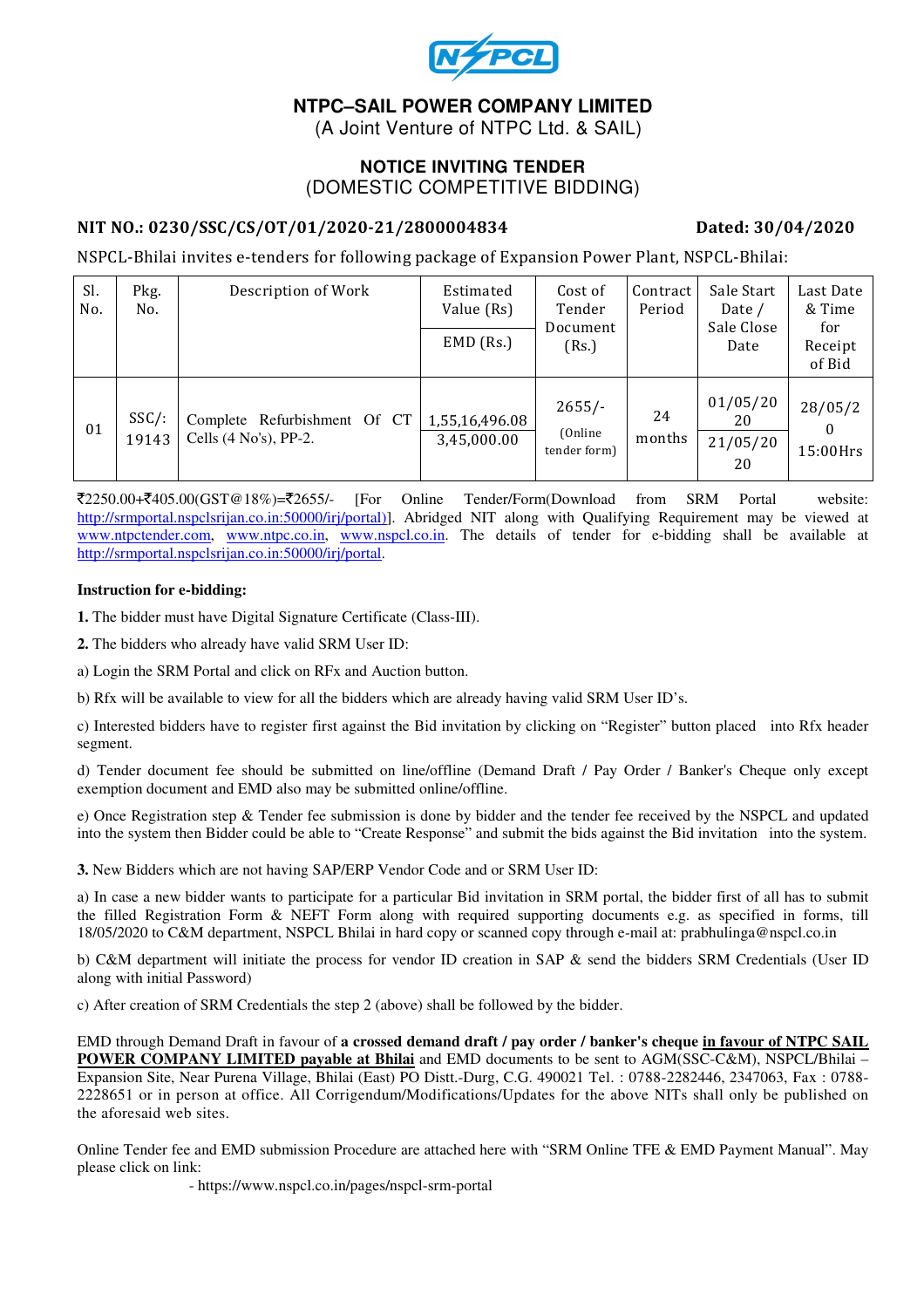NSPCL

# NTPC–SAIL POWER COMPANY LIMITED

(A Joint Venture of NTPC Ltd. & SAIL)

## NOTICE INVITING TENDER

(DOMESTIC COMPETITIVE BIDDING)

**NIT NO.: 0230/SSC/CS/OT/01/2020-21/2800004834** **Dated: 30/04/2020**

NSPCL-Bhilai invites e-tenders for following package of Expansion Power Plant, NSPCL-Bhilai:

| Sl. No. | Pkg. No. | Description of Work | Estimated Value (Rs) / EMD (Rs.) | Cost of Tender Document (Rs.) | Contract Period | Sale Start Date / Sale Close Date | Last Date & Time for Receipt of Bid |
|---|---|---|---|---|---|---|---|
| 01 | SSC/: 19143 | Complete Refurbishment Of CT Cells (4 No's), PP-2. | 1,55,16,496.08 / 3,45,000.00 | 2655/- (Online tender form) | 24 months | 01/05/2020 / 21/05/2020 | 28/05/20 15:00Hrs |

₹2250.00+₹405.00(GST@18%)=₹2655/- [For Online Tender/Form(Download from SRM Portal website: http://srmportal.nspclsrijan.co.in:50000/irj/portal)]. Abridged NIT along with Qualifying Requirement may be viewed at www.ntpctender.com, www.ntpc.co.in, www.nspcl.co.in. The details of tender for e-bidding shall be available at http://srmportal.nspclsrijan.co.in:50000/irj/portal.

**Instruction for e-bidding:**

**1.** The bidder must have Digital Signature Certificate (Class-III).

**2.** The bidders who already have valid SRM User ID:

a) Login the SRM Portal and click on RFx and Auction button.

b) Rfx will be available to view for all the bidders which are already having valid SRM User ID's.

c) Interested bidders have to register first against the Bid invitation by clicking on "Register" button placed into Rfx header segment.

d) Tender document fee should be submitted on line/offline (Demand Draft / Pay Order / Banker's Cheque only except exemption document and EMD also may be submitted online/offline.

e) Once Registration step & Tender fee submission is done by bidder and the tender fee received by the NSPCL and updated into the system then Bidder could be able to "Create Response" and submit the bids against the Bid invitation into the system.

**3.** New Bidders which are not having SAP/ERP Vendor Code and or SRM User ID:

a) In case a new bidder wants to participate for a particular Bid invitation in SRM portal, the bidder first of all has to submit the filled Registration Form & NEFT Form along with required supporting documents e.g. as specified in forms, till 18/05/2020 to C&M department, NSPCL Bhilai in hard copy or scanned copy through e-mail at: prabhulinga@nspcl.co.in

b) C&M department will initiate the process for vendor ID creation in SAP & send the bidders SRM Credentials (User ID along with initial Password)

c) After creation of SRM Credentials the step 2 (above) shall be followed by the bidder.

EMD through Demand Draft in favour of **a crossed demand draft / pay order / banker's cheque <u>in favour of NTPC SAIL POWER COMPANY LIMITED payable at Bhilai</u>** and EMD documents to be sent to AGM(SSC-C&M), NSPCL/Bhilai – Expansion Site, Near Purena Village, Bhilai (East) PO Distt.-Durg, C.G. 490021 Tel. : 0788-2282446, 2347063, Fax : 0788-2228651 or in person at office. All Corrigendum/Modifications/Updates for the above NITs shall only be published on the aforesaid web sites.

Online Tender fee and EMD submission Procedure are attached here with "SRM Online TFE & EMD Payment Manual". May please click on link:

- https://www.nspcl.co.in/pages/nspcl-srm-portal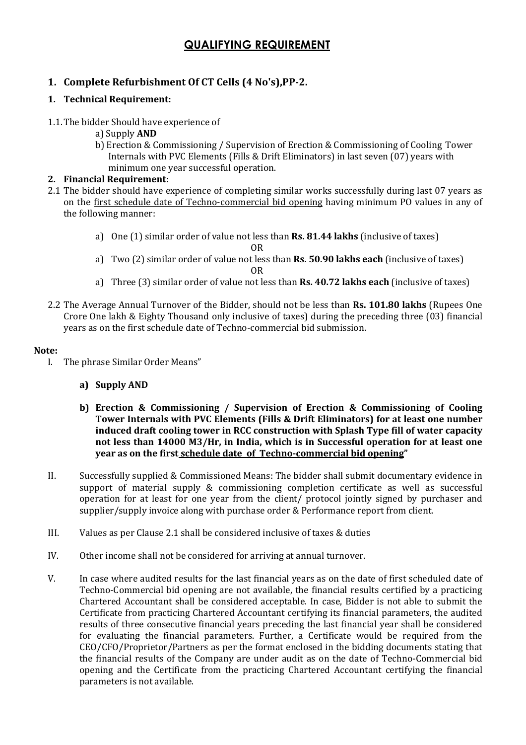# QUALIFYING REQUIREMENT

## 1. Complete Refurbishment Of CT Cells (4 No's),PP-2.

### 1. Technical Requirement:

1.1. The bidder Should have experience of

a) Supply **AND**

b) Erection & Commissioning / Supervision of Erection & Commissioning of Cooling Tower Internals with PVC Elements (Fills & Drift Eliminators) in last seven (07) years with minimum one year successful operation.

### 2. Financial Requirement:

2.1 The bidder should have experience of completing similar works successfully during last 07 years as on the first schedule date of Techno-commercial bid opening having minimum PO values in any of the following manner:

a) One (1) similar order of value not less than **Rs. 81.44 lakhs** (inclusive of taxes)

OR

a) Two (2) similar order of value not less than **Rs. 50.90 lakhs each** (inclusive of taxes)

OR

a) Three (3) similar order of value not less than **Rs. 40.72 lakhs each** (inclusive of taxes)

2.2 The Average Annual Turnover of the Bidder, should not be less than **Rs. 101.80 lakhs** (Rupees One Crore One lakh & Eighty Thousand only inclusive of taxes) during the preceding three (03) financial years as on the first schedule date of Techno-commercial bid submission.

**Note:**

I. The phrase Similar Order Means"

**a) Supply AND**

**b) Erection & Commissioning / Supervision of Erection & Commissioning of Cooling Tower Internals with PVC Elements (Fills & Drift Eliminators) for at least one number induced draft cooling tower in RCC construction with Splash Type fill of water capacity not less than 14000 M3/Hr, in India, which is in Successful operation for at least one year as on the first schedule date of Techno-commercial bid opening"**

II. Successfully supplied & Commissioned Means: The bidder shall submit documentary evidence in support of material supply & commissioning completion certificate as well as successful operation for at least for one year from the client/ protocol jointly signed by purchaser and supplier/supply invoice along with purchase order & Performance report from client.

III. Values as per Clause 2.1 shall be considered inclusive of taxes & duties

IV. Other income shall not be considered for arriving at annual turnover.

V. In case where audited results for the last financial years as on the date of first scheduled date of Techno-Commercial bid opening are not available, the financial results certified by a practicing Chartered Accountant shall be considered acceptable. In case, Bidder is not able to submit the Certificate from practicing Chartered Accountant certifying its financial parameters, the audited results of three consecutive financial years preceding the last financial year shall be considered for evaluating the financial parameters. Further, a Certificate would be required from the CEO/CFO/Proprietor/Partners as per the format enclosed in the bidding documents stating that the financial results of the Company are under audit as on the date of Techno-Commercial bid opening and the Certificate from the practicing Chartered Accountant certifying the financial parameters is not available.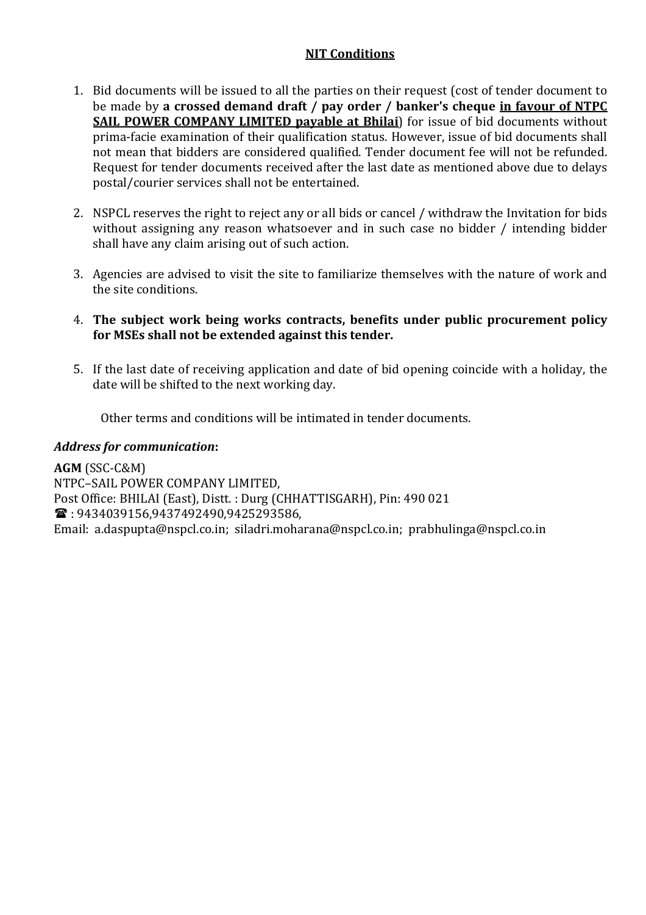## NIT Conditions

1. Bid documents will be issued to all the parties on their request (cost of tender document to be made by **a crossed demand draft / pay order / banker's cheque <u>in favour of NTPC SAIL POWER COMPANY LIMITED payable at Bhilai</u>**) for issue of bid documents without prima-facie examination of their qualification status. However, issue of bid documents shall not mean that bidders are considered qualified. Tender document fee will not be refunded. Request for tender documents received after the last date as mentioned above due to delays postal/courier services shall not be entertained.

2. NSPCL reserves the right to reject any or all bids or cancel / withdraw the Invitation for bids without assigning any reason whatsoever and in such case no bidder / intending bidder shall have any claim arising out of such action.

3. Agencies are advised to visit the site to familiarize themselves with the nature of work and the site conditions.

4. **The subject work being works contracts, benefits under public procurement policy for MSEs shall not be extended against this tender.**

5. If the last date of receiving application and date of bid opening coincide with a holiday, the date will be shifted to the next working day.

Other terms and conditions will be intimated in tender documents.

***Address for communication*:**

**AGM** (SSC-C&M)
NTPC–SAIL POWER COMPANY LIMITED,
Post Office: BHILAI (East), Distt. : Durg (CHHATTISGARH), Pin: 490 021
☎ : 9434039156,9437492490,9425293586,
Email: a.daspupta@nspcl.co.in; siladri.moharana@nspcl.co.in; prabhulinga@nspcl.co.in